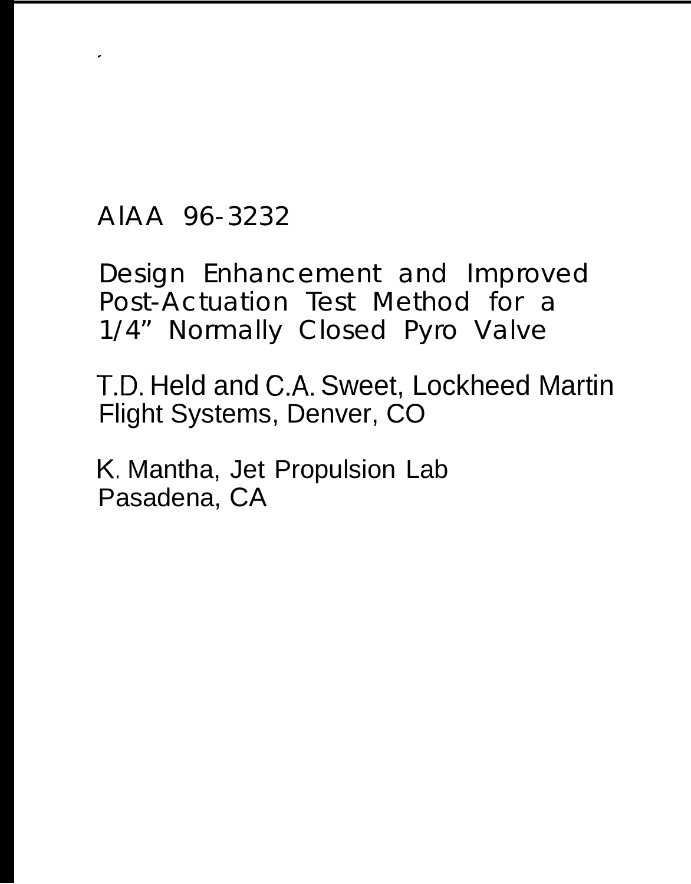AIAA 96-3232

# Design Enhancement and Improved Post-Actuation Test Method for a 1/4” Normally Closed Pyro Valve

T.D. Held and C.A. Sweet, Lockheed Martin Flight Systems, Denver, CO

K. Mantha, Jet Propulsion Lab Pasadena, CA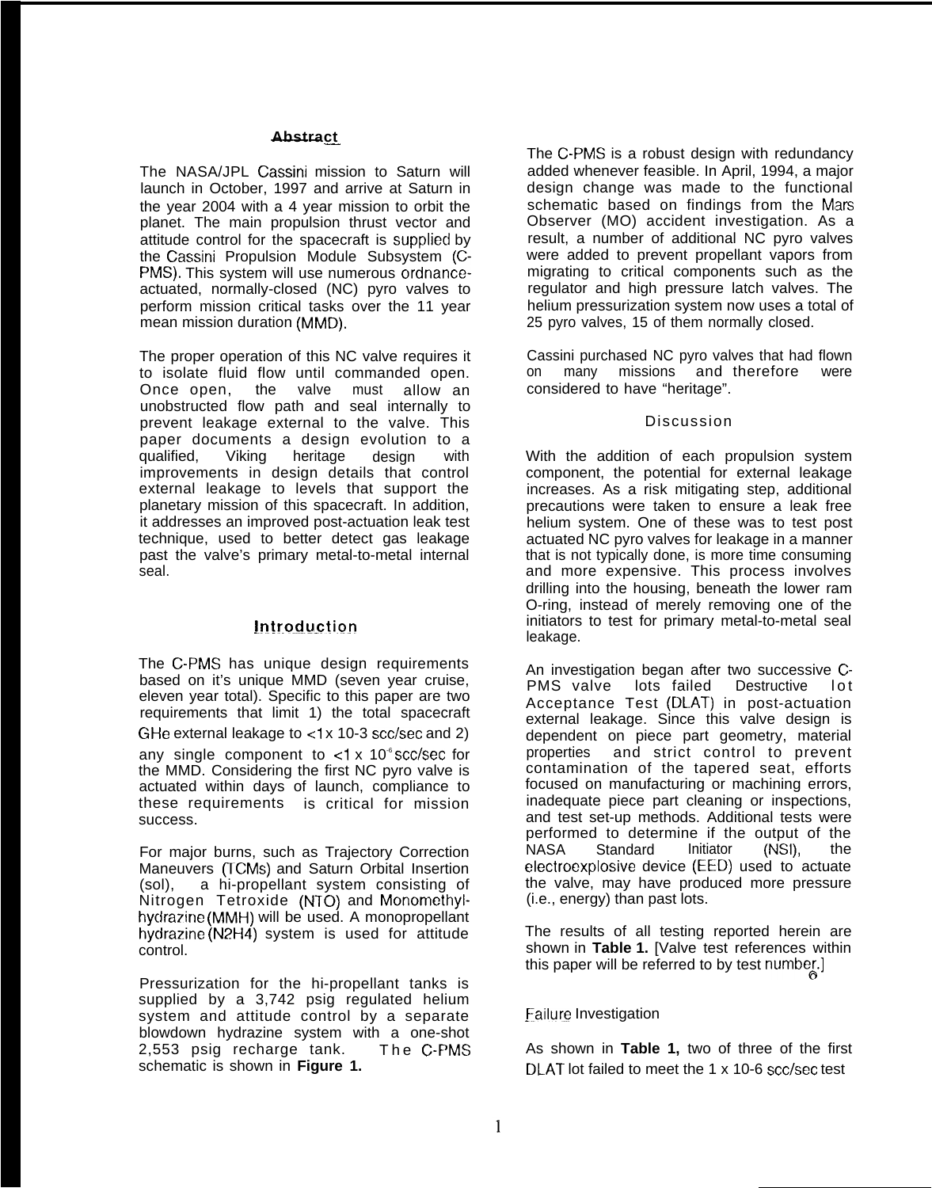## Abstract

The NASA/JPL Cassini mission to Saturn will launch in October, 1997 and arrive at Saturn in the year 2004 with a 4 year mission to orbit the planet. The main propulsion thrust vector and attitude control for the spacecraft is supplied by the Cassini Propulsion Module Subsystem (C-PMS). This system will use numerous ordnance-actuated, normally-closed (NC) pyro valves to perform mission critical tasks over the 11 year mean mission duration (MMD).

The proper operation of this NC valve requires it to isolate fluid flow until commanded open. Once open, the valve must allow an unobstructed flow path and seal internally to prevent leakage external to the valve. This paper documents a design evolution to a qualified, Viking heritage design with improvements in design details that control external leakage to levels that support the planetary mission of this spacecraft. In addition, it addresses an improved post-actuation leak test technique, used to better detect gas leakage past the valve's primary metal-to-metal internal seal.

## Introduction

The C-PMS has unique design requirements based on it's unique MMD (seven year cruise, eleven year total). Specific to this paper are two requirements that limit 1) the total spacecraft GHe external leakage to <1 x 10-3 scc/sec and 2) any single component to <1 x $10^{-6}$ scc/sec for the MMD. Considering the first NC pyro valve is actuated within days of launch, compliance to these requirements is critical for mission success.

For major burns, such as Trajectory Correction Maneuvers (TCMs) and Saturn Orbital Insertion (sol), a hi-propellant system consisting of Nitrogen Tetroxide (NTO) and Monomethyl-hydrazine (MMH) will be used. A monopropellant hydrazine ($N_2H_4$) system is used for attitude control.

Pressurization for the hi-propellant tanks is supplied by a 3,742 psig regulated helium system and attitude control by a separate blowdown hydrazine system with a one-shot 2,553 psig recharge tank. The C-PMS schematic is shown in **Figure 1.**

The C-PMS is a robust design with redundancy added whenever feasible. In April, 1994, a major design change was made to the functional schematic based on findings from the Mars Observer (MO) accident investigation. As a result, a number of additional NC pyro valves were added to prevent propellant vapors from migrating to critical components such as the regulator and high pressure latch valves. The helium pressurization system now uses a total of 25 pyro valves, 15 of them normally closed.

Cassini purchased NC pyro valves that had flown on many missions and therefore were considered to have "heritage".

## Discussion

With the addition of each propulsion system component, the potential for external leakage increases. As a risk mitigating step, additional precautions were taken to ensure a leak free helium system. One of these was to test post actuated NC pyro valves for leakage in a manner that is not typically done, is more time consuming and more expensive. This process involves drilling into the housing, beneath the lower ram O-ring, instead of merely removing one of the initiators to test for primary metal-to-metal seal leakage.

An investigation began after two successive C-PMS valve lots failed Destructive lot Acceptance Test (DLAT) in post-actuation external leakage. Since this valve design is dependent on piece part geometry, material properties and strict control to prevent contamination of the tapered seat, efforts focused on manufacturing or machining errors, inadequate piece part cleaning or inspections, and test set-up methods. Additional tests were performed to determine if the output of the NASA Standard Initiator (NSI), the electroexplosive device (EED) used to actuate the valve, may have produced more pressure (i.e., energy) than past lots.

The results of all testing reported herein are shown in **Table 1.** [Valve test references within this paper will be referred to by test number.]

### Failure Investigation

As shown in **Table 1,** two of three of the first DLAT lot failed to meet the 1 x 10-6 scc/sec test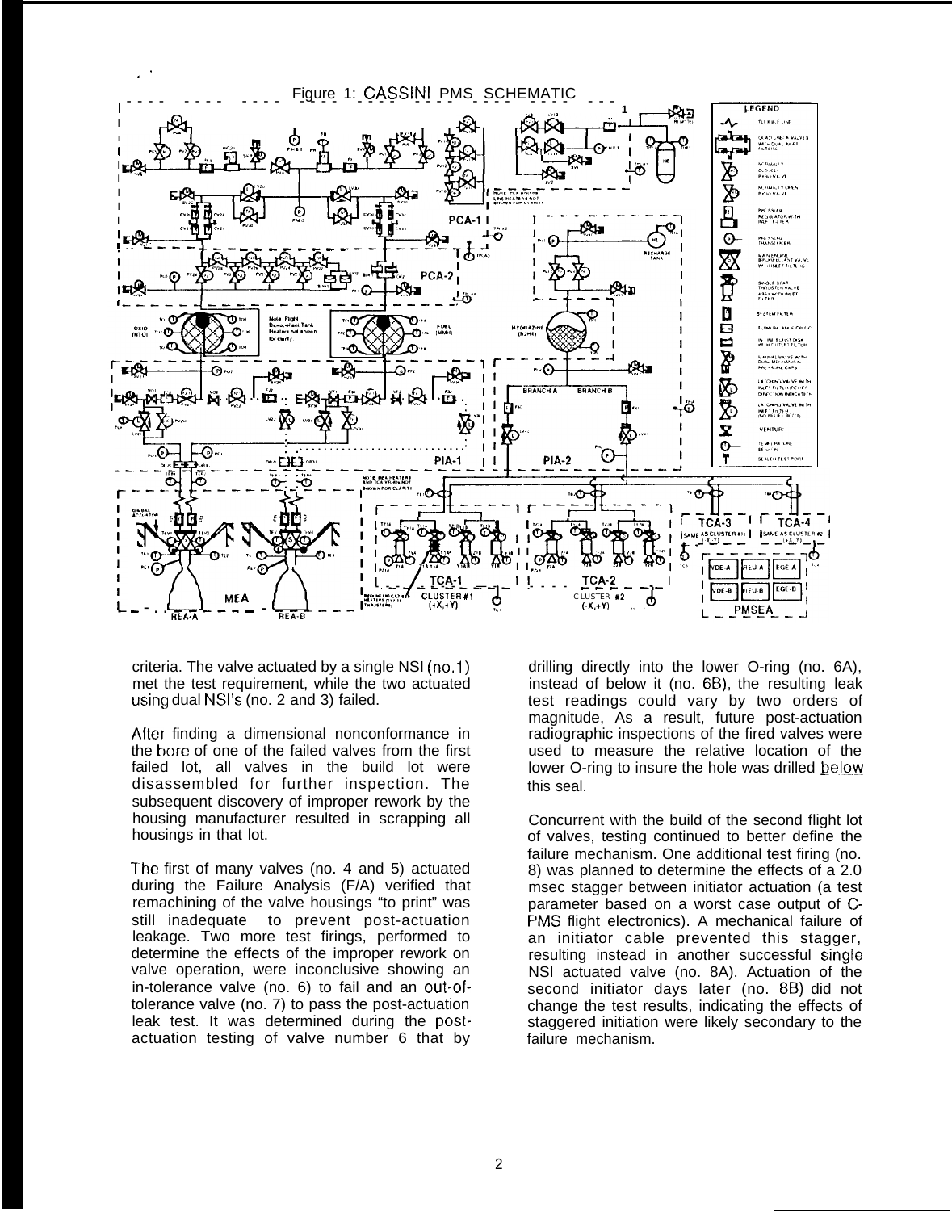Figure 1: CASSINI PMS SCHEMATIC

criteria. The valve actuated by a single NSI (no.1) met the test requirement, while the two actuated using dual NSI's (no. 2 and 3) failed.

After finding a dimensional nonconformance in the bore of one of the failed valves from the first failed lot, all valves in the build lot were disassembled for further inspection. The subsequent discovery of improper rework by the housing manufacturer resulted in scrapping all housings in that lot.

The first of many valves (no. 4 and 5) actuated during the Failure Analysis (F/A) verified that remachining of the valve housings "to print" was still inadequate to prevent post-actuation leakage. Two more test firings, performed to determine the effects of the improper rework on valve operation, were inconclusive showing an in-tolerance valve (no. 6) to fail and an out-of-tolerance valve (no. 7) to pass the post-actuation leak test. It was determined during the post-actuation testing of valve number 6 that by drilling directly into the lower O-ring (no. 6A), instead of below it (no. 6B), the resulting leak test readings could vary by two orders of magnitude, As a result, future post-actuation radiographic inspections of the fired valves were used to measure the relative location of the lower O-ring to insure the hole was drilled below this seal.

Concurrent with the build of the second flight lot of valves, testing continued to better define the failure mechanism. One additional test firing (no. 8) was planned to determine the effects of a 2.0 msec stagger between initiator actuation (a test parameter based on a worst case output of C-PMS flight electronics). A mechanical failure of an initiator cable prevented this stagger, resulting instead in another successful single NSI actuated valve (no. 8A). Actuation of the second initiator days later (no. 8B) did not change the test results, indicating the effects of staggered initiation were likely secondary to the failure mechanism.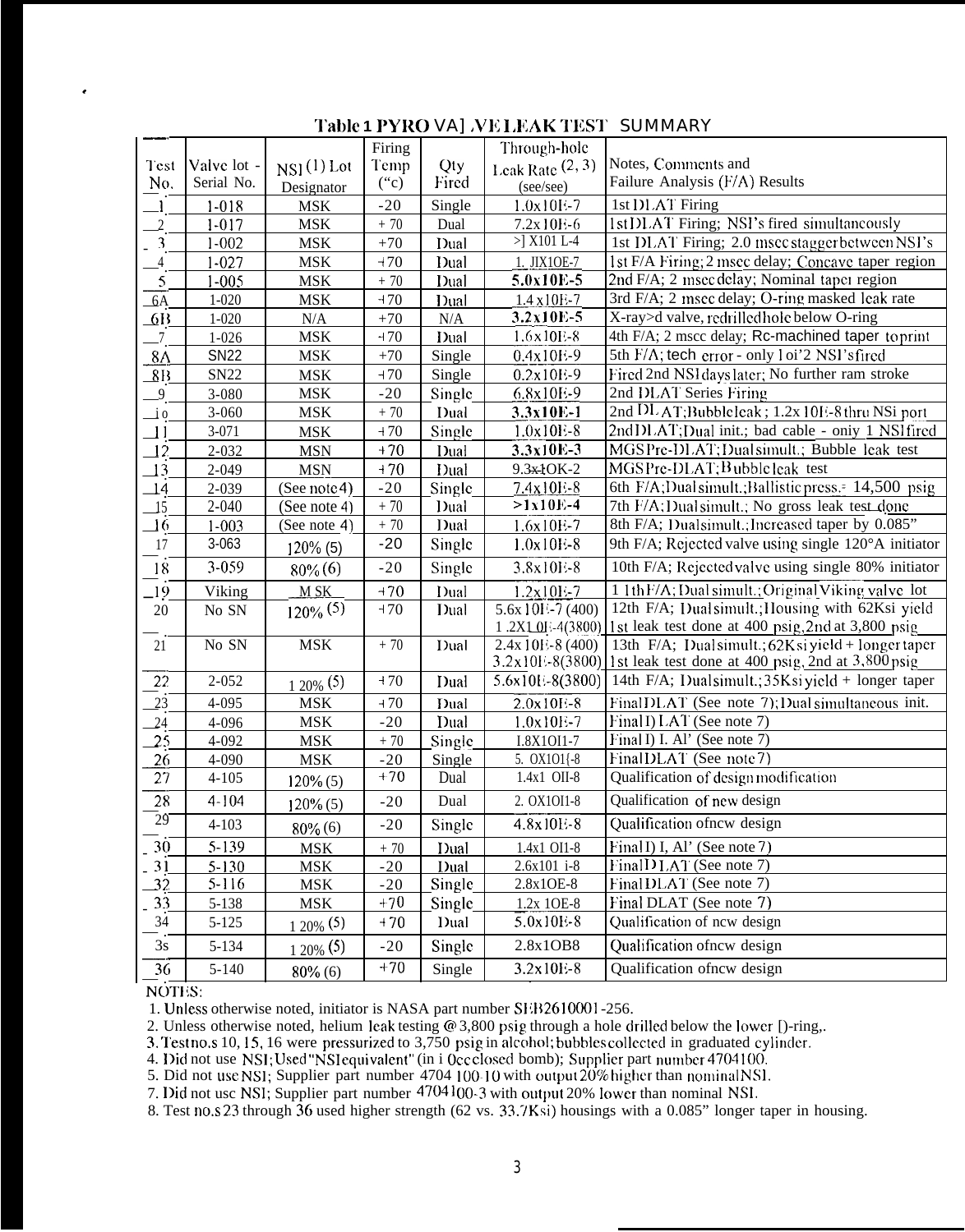**Table 1 PYRO VALVE LEAK TEST SUMMARY**

| Test No. | Valve lot - Serial No. | NSI (1) Lot Designator | Firing Temp (°C) | Qty Fired | Through-hole Leak Rate (2, 3) (scc/sec) | Notes, Comments and Failure Analysis (F/A) Results |
|---|---|---|---|---|---|---|
| 1 | 1-018 | MSK | -20 | Single | 1.0x10E-7 | 1st DLAT Firing |
| 2 | 1-017 | MSK | + 70 | Dual | 7.2x10E-6 | 1st DLAT Firing; NSI's fired simultaneously |
| 3 | 1-002 | MSK | +70 | Dual | >1X10E-4 | 1st DLAT Firing; 2.0 msec stagger between NSI's |
| 4 | 1-027 | MSK | +70 | Dual | 1.1X10E-7 | 1st F/A Firing; 2 msec delay; Concave taper region |
| 5 | 1-005 | MSK | + 70 | Dual | 5.0x10E-5 | 2nd F/A; 2 msec delay; Nominal taper region |
| 6A | 1-020 | MSK | +70 | Dual | 1.4x10E-7 | 3rd F/A; 2 msec delay; O-ring masked leak rate |
| 6B | 1-020 | N/A | +70 | N/A | 3.2x10E-5 | X-rayed valve, redrilled hole below O-ring |
| 7 | 1-026 | MSK | +70 | Dual | 1.6x10E-8 | 4th F/A; 2 msec delay; Re-machined taper to print |
| 8A | SN22 | MSK | +70 | Single | 0.4x10E-9 | 5th F/A; tech error - only 1 of 2 NSI's fired |
| 8B | SN22 | MSK | +70 | Single | 0.2x10E-9 | Fired 2nd NSI days later; No further ram stroke |
| 9 | 3-080 | MSK | -20 | Single | 6.8x10E-9 | 2nd DLAT Series Firing |
| 10 | 3-060 | MSK | + 70 | Dual | 3.3x10E-1 | 2nd DLAT; Bubble leak; 1.2x10E-8 thru NSI port |
| 11 | 3-071 | MSK | +70 | Single | 1.0x10E-8 | 2nd DLAT; Dual init.; bad cable - only 1 NSI fired |
| 12 | 2-032 | MSN | +70 | Dual | 3.3x10E-3 | MGS Pre-DLAT; Dual simult.; Bubble leak test |
| 13 | 2-049 | MSN | +70 | Dual | 9.3x10E-2 | MGS Pre-DLAT; Bubble leak test |
| 14 | 2-039 | (See note 4) | -20 | Single | 7.4x10E-8 | 6th F/A; Dual simult.; Ballistic press.= 14,500 psig |
| 15 | 2-040 | (See note 4) | + 70 | Dual | >1x10E-4 | 7th F/A; Dual simult.; No gross leak test done |
| 16 | 1-003 | (See note 4) | + 70 | Dual | 1.6x10E-7 | 8th F/A; Dual simult.; Increased taper by 0.085" |
| 17 | 3-063 | 120% (5) | -20 | Single | 1.0x10E-8 | 9th F/A; Rejected valve using single 120% initiator |
| 18 | 3-059 | 80% (6) | -20 | Single | 3.8x10E-8 | 10th F/A; Rejected valve using single 80% initiator |
| 19 | Viking | MSK | +70 | Dual | 1.2x10E-7 | 11th F/A; Dual simult.; Original Viking valve lot |
| 20 | No SN | 120% (5) | +70 | Dual | 5.6x10E-7 (400) 1.2x10E-4 (3800) | 12th F/A; Dual simult.; Housing with 62Ksi yield 1st leak test done at 400 psig, 2nd at 3,800 psig |
| 21 | No SN | MSK | + 70 | Dual | 2.4x10E-8 (400) 3.2x10E-8 (3800) | 13th F/A; Dual simult.; 62Ksi yield + longer taper 1st leak test done at 400 psig, 2nd at 3,800 psig |
| 22 | 2-052 | 120% (5) | +70 | Dual | 5.6x10E-8 (3800) | 14th F/A; Dual simult.; 35Ksi yield + longer taper |
| 23 | 4-095 | MSK | +70 | Dual | 2.0x10E-8 | Final DLAT (See note 7); Dual simultaneous init. |
| 24 | 4-096 | MSK | -20 | Dual | 1.0x10E-7 | Final DLAT (See note 7) |
| 25 | 4-092 | MSK | + 70 | Single | 1.8X10E-7 | Final DLAT (See note 7) |
| 26 | 4-090 | MSK | -20 | Single | 5.0X10E-8 | Final DLAT (See note 7) |
| 27 | 4-105 | 120% (5) | +70 | Dual | 1.4x10E-8 | Qualification of design modification |
| 28 | 4-104 | 120% (5) | -20 | Dual | 2.0X10E-8 | Qualification of new design |
| 29 | 4-103 | 80% (6) | -20 | Single | 4.8x10E-8 | Qualification of new design |
| 30 | 5-139 | MSK | + 70 | Dual | 1.4x10E-8 | Final DLAT (See note 7) |
| 31 | 5-130 | MSK | -20 | Dual | 2.6x10E-8 | Final DLAT (See note 7) |
| 32 | 5-116 | MSK | -20 | Single | 2.8x10E-8 | Final DLAT (See note 7) |
| 33 | 5-138 | MSK | +70 | Single | 1.2x 10E-8 | Final DLAT (See note 7) |
| 34 | 5-125 | 120% (5) | +70 | Dual | 5.0x10E-8 | Qualification of new design |
| 35 | 5-134 | 120% (5) | -20 | Single | 2.8x10E-8 | Qualification of new design |
| 36 | 5-140 | 80% (6) | +70 | Single | 3.2x10E-8 | Qualification of new design |

NOTES:

1. Unless otherwise noted, initiator is NASA part number SEB26100001-256.
2. Unless otherwise noted, helium leak testing @ 3,800 psig through a hole drilled below the lower O-ring.
3. Test no.s 10, 15, 16 were pressurized to 3,750 psig in alcohol; bubbles collected in graduated cylinder.
4. Did not use NSI; Used "NSI equivalent" (in 10cc closed bomb); Supplier part number 4704100.
5. Did not use NSI; Supplier part number 4704100-10 with output 20% higher than nominal NSI.
7. Did not use NSI; Supplier part number 4704100-3 with output 20% lower than nominal NSI.
8. Test no.s 23 through 36 used higher strength (62 vs. 33.7Ksi) housings with a 0.085" longer taper in housing.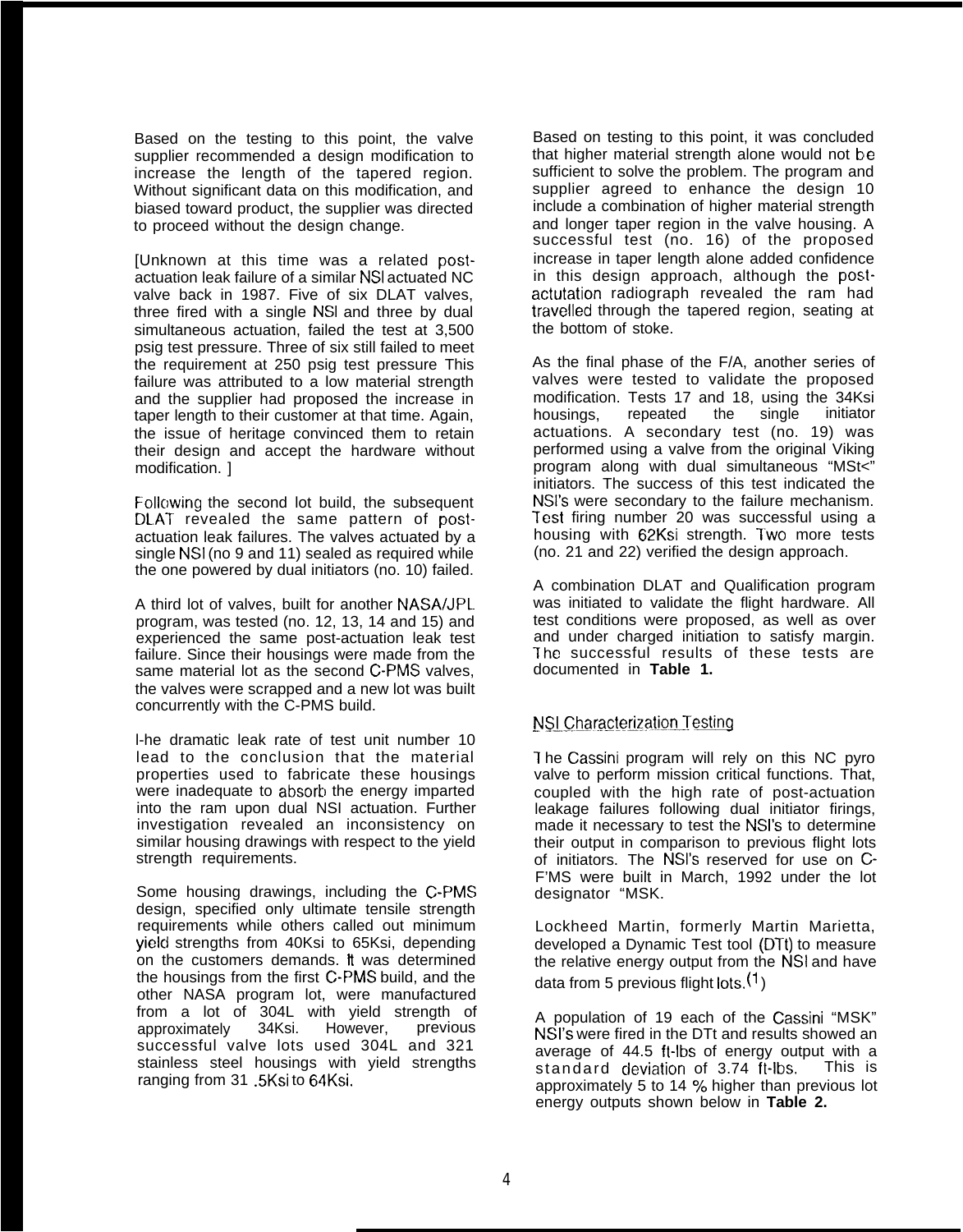Based on the testing to this point, the valve supplier recommended a design modification to increase the length of the tapered region. Without significant data on this modification, and biased toward product, the supplier was directed to proceed without the design change.

[Unknown at this time was a related post-actuation leak failure of a similar NSI actuated NC valve back in 1987. Five of six DLAT valves, three fired with a single NSI and three by dual simultaneous actuation, failed the test at 3,500 psig test pressure. Three of six still failed to meet the requirement at 250 psig test pressure This failure was attributed to a low material strength and the supplier had proposed the increase in taper length to their customer at that time. Again, the issue of heritage convinced them to retain their design and accept the hardware without modification. ]

Following the second lot build, the subsequent DLAT revealed the same pattern of post-actuation leak failures. The valves actuated by a single NSI (no 9 and 11) sealed as required while the one powered by dual initiators (no. 10) failed.

A third lot of valves, built for another NASA/JPL program, was tested (no. 12, 13, 14 and 15) and experienced the same post-actuation leak test failure. Since their housings were made from the same material lot as the second C-PMS valves, the valves were scrapped and a new lot was built concurrently with the C-PMS build.

The dramatic leak rate of test unit number 10 lead to the conclusion that the material properties used to fabricate these housings were inadequate to absorb the energy imparted into the ram upon dual NSI actuation. Further investigation revealed an inconsistency on similar housing drawings with respect to the yield strength requirements.

Some housing drawings, including the C-PMS design, specified only ultimate tensile strength requirements while others called out minimum yield strengths from 40Ksi to 65Ksi, depending on the customers demands. It was determined the housings from the first C-PMS build, and the other NASA program lot, were manufactured from a lot of 304L with yield strength of approximately 34Ksi. However, previous successful valve lots used 304L and 321 stainless steel housings with yield strengths ranging from 31 .5Ksi to 64Ksi.

Based on testing to this point, it was concluded that higher material strength alone would not be sufficient to solve the problem. The program and supplier agreed to enhance the design 10 include a combination of higher material strength and longer taper region in the valve housing. A successful test (no. 16) of the proposed increase in taper length alone added confidence in this design approach, although the post-actutation radiograph revealed the ram had travelled through the tapered region, seating at the bottom of stoke.

As the final phase of the F/A, another series of valves were tested to validate the proposed modification. Tests 17 and 18, using the 34Ksi housings, repeated the single initiator actuations. A secondary test (no. 19) was performed using a valve from the original Viking program along with dual simultaneous "MSt<" initiators. The success of this test indicated the NSI's were secondary to the failure mechanism. Test firing number 20 was successful using a housing with 62Ksi strength. Two more tests (no. 21 and 22) verified the design approach.

A combination DLAT and Qualification program was initiated to validate the flight hardware. All test conditions were proposed, as well as over and under charged initiation to satisfy margin. The successful results of these tests are documented in **Table 1.**

## NSI Characterization Testing

The Cassini program will rely on this NC pyro valve to perform mission critical functions. That, coupled with the high rate of post-actuation leakage failures following dual initiator firings, made it necessary to test the NSI's to determine their output in comparison to previous flight lots of initiators. The NSI's reserved for use on C-P'MS were built in March, 1992 under the lot designator "MSK.

Lockheed Martin, formerly Martin Marietta, developed a Dynamic Test tool (DTt) to measure the relative energy output from the NSI and have data from 5 previous flight lots.[1]

A population of 19 each of the Cassini "MSK" NSI's were fired in the DTt and results showed an average of 44.5 ft-lbs of energy output with a standard deviation of 3.74 ft-lbs. This is approximately 5 to 14 % higher than previous lot energy outputs shown below in **Table 2.**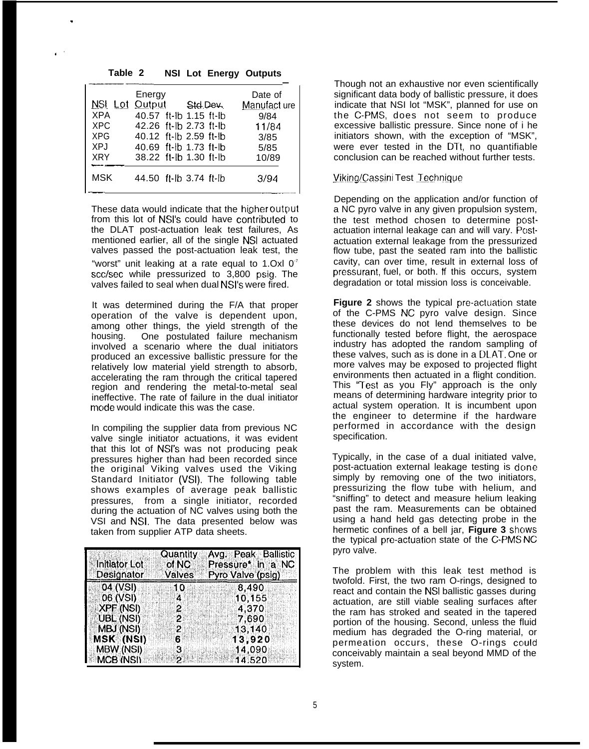**Table 2 NSI Lot Energy Outputs**

| NSI Lot | Energy Output | Std.Dev. | Date of Manufacture |
|---|---|---|---|
| XPA | 40.57 ft-lb | 1.15 ft-lb | 9/84 |
| XPC | 42.26 ft-lb | 2.73 ft-lb | 11/84 |
| XPG | 40.12 ft-lb | 2.59 ft-lb | 3/85 |
| XPJ | 40.69 ft-lb | 1.73 ft-lb | 5/85 |
| XRY | 38.22 ft-lb | 1.30 ft-lb | 10/89 |
| MSK | 44.50 ft-lb | 3.74 ft-lb | 3/94 |

These data would indicate that the higher output from this lot of NSI's could have contributed to the DLAT post-actuation leak test failures, As mentioned earlier, all of the single NSI actuated valves passed the post-actuation leak test, the "worst" unit leaking at a rate equal to $1.0 \times 10^{-7}$ scc/sec while pressurized to 3,800 psig. The valves failed to seal when dual NSI's were fired.

It was determined during the F/A that proper operation of the valve is dependent upon, among other things, the yield strength of the housing. One postulated failure mechanism involved a scenario where the dual initiators produced an excessive ballistic pressure for the relatively low material yield strength to absorb, accelerating the ram through the critical tapered region and rendering the metal-to-metal seal ineffective. The rate of failure in the dual initiator mode would indicate this was the case.

In compiling the supplier data from previous NC valve single initiator actuations, it was evident that this lot of NSI's was not producing peak pressures higher than had been recorded since the original Viking valves used the Viking Standard Initiator (VSI). The following table shows examples of average peak ballistic pressures, from a single initiator, recorded during the actuation of NC valves using both the VSI and NSI. The data presented below was taken from supplier ATP data sheets.

| Initiator Lot Designator | Quantity of NC Valves | Avg. Peak Ballistic Pressure* in a NC Pyro Valve (psig) |
|---|---|---|
| 04 (VSI) | 10 | 8,490 |
| 06 (VSI) | 4 | 10,155 |
| XPF (NSI) | 2 | 4,370 |
| UBL (NSI) | 2 | 7,690 |
| MBJ (NSI) | 2 | 13,140 |
| **MSK (NSI)** | **6** | **13,920** |
| MBW (NSI) | 3 | 14,090 |
| MCB (NSI) | 2 | 14,520 |

Though not an exhaustive nor even scientifically significant data body of ballistic pressure, it does indicate that NSI lot "MSK", planned for use on the C-PMS, does not seem to produce excessive ballistic pressure. Since none of the initiators shown, with the exception of "MSK", were ever tested in the DTt, no quantifiable conclusion can be reached without further tests.

## Viking/Cassini Test Technique

Depending on the application and/or function of a NC pyro valve in any given propulsion system, the test method chosen to determine post-actuation internal leakage can and will vary. Post-actuation external leakage from the pressurized flow tube, past the seated ram into the ballistic cavity, can over time, result in external loss of pressurant, fuel, or both. If this occurs, system degradation or total mission loss is conceivable.

**Figure 2** shows the typical pre-actuation state of the C-PMS NC pyro valve design. Since these devices do not lend themselves to be functionally tested before flight, the aerospace industry has adopted the random sampling of these valves, such as is done in a DLAT. One or more valves may be exposed to projected flight environments then actuated in a flight condition. This "Test as you Fly" approach is the only means of determining hardware integrity prior to actual system operation. It is incumbent upon the engineer to determine if the hardware performed in accordance with the design specification.

Typically, in the case of a dual initiated valve, post-actuation external leakage testing is done simply by removing one of the two initiators, pressurizing the flow tube with helium, and "sniffing" to detect and measure helium leaking past the ram. Measurements can be obtained using a hand held gas detecting probe in the hermetic confines of a bell jar, **Figure 3** shows the typical pre-actuation state of the C-PMS NC pyro valve.

The problem with this leak test method is twofold. First, the two ram O-rings, designed to react and contain the NSI ballistic gasses during actuation, are still viable sealing surfaces after the ram has stroked and seated in the tapered portion of the housing. Second, unless the fluid medium has degraded the O-ring material, or permeation occurs, these O-rings could conceivably maintain a seal beyond MMD of the system.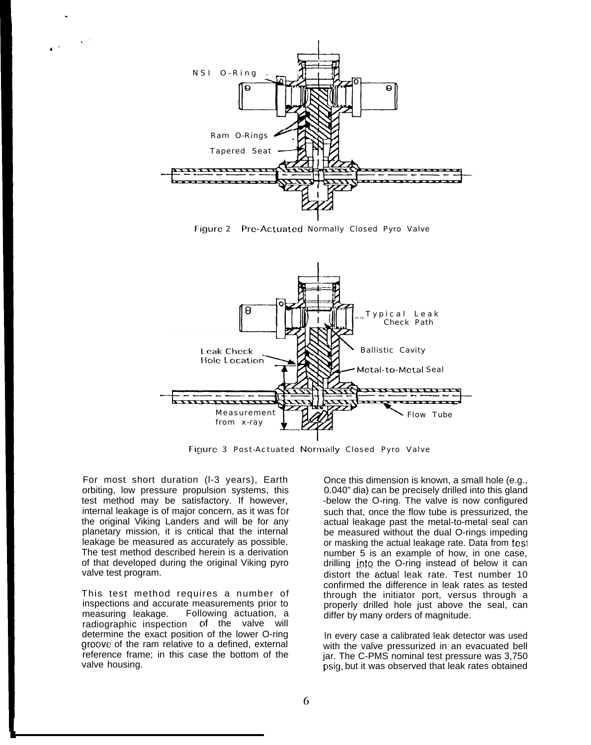NSI O-Ring

Ram O-Rings

Tapered Seat

Figure 2 Pre-Actuated Normally Closed Pyro Valve

Typical Leak Check Path

Ballistic Cavity

Leak Check Hole Location

Metal-to-Metal Seal

Measurement from x-ray

Flow Tube

Figure 3 Post-Actuated Normally Closed Pyro Valve

For most short duration (l-3 years), Earth orbiting, low pressure propulsion systems, this test method may be satisfactory. If however, internal leakage is of major concern, as it was for the original Viking Landers and will be for any planetary mission, it is critical that the internal leakage be measured as accurately as possible. The test method described herein is a derivation of that developed during the original Viking pyro valve test program.

This test method requires a number of inspections and accurate measurements prior to measuring leakage. Following actuation, a radiographic inspection of the valve will determine the exact position of the lower O-ring groove of the ram relative to a defined, external reference frame; in this case the bottom of the valve housing.

Once this dimension is known, a small hole (e.g., 0.040" dia) can be precisely drilled into this gland -below the O-ring. The valve is now configured such that, once the flow tube is pressurized, the actual leakage past the metal-to-metal seal can be measured without the dual O-rings impeding or masking the actual leakage rate. Data from test number 5 is an example of how, in one case, drilling into the O-ring instead of below it can distort the actual leak rate. Test number 10 confirmed the difference in leak rates as tested through the initiator port, versus through a properly drilled hole just above the seal, can differ by many orders of magnitude.

In every case a calibrated leak detector was used with the valve pressurized in an evacuated bell jar. The C-PMS nominal test pressure was 3,750 psig, but it was observed that leak rates obtained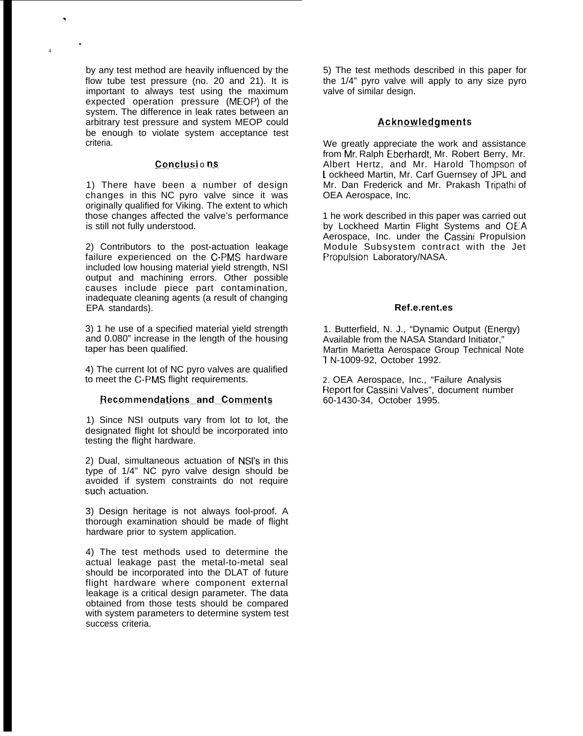by any test method are heavily influenced by the flow tube test pressure (no. 20 and 21). It is important to always test using the maximum expected operation pressure (MEOP) of the system. The difference in leak rates between an arbitrary test pressure and system MEOP could be enough to violate system acceptance test criteria.

## Conclusions

1) There have been a number of design changes in this NC pyro valve since it was originally qualified for Viking. The extent to which those changes affected the valve's performance is still not fully understood.

2) Contributors to the post-actuation leakage failure experienced on the C-PMS hardware included low housing material yield strength, NSI output and machining errors. Other possible causes include piece part contamination, inadequate cleaning agents (a result of changing EPA standards).

3) 1 he use of a specified material yield strength and 0.080" increase in the length of the housing taper has been qualified.

4) The current lot of NC pyro valves are qualified to meet the C-PMS flight requirements.

## Recommendations and Comments

1) Since NSI outputs vary from lot to lot, the designated flight lot should be incorporated into testing the flight hardware.

2) Dual, simultaneous actuation of NSI's in this type of 1/4" NC pyro valve design should be avoided if system constraints do not require such actuation.

3) Design heritage is not always fool-proof. A thorough examination should be made of flight hardware prior to system application.

4) The test methods used to determine the actual leakage past the metal-to-metal seal should be incorporated into the DLAT of future flight hardware where component external leakage is a critical design parameter. The data obtained from those tests should be compared with system parameters to determine system test success criteria.

5) The test methods described in this paper for the 1/4" pyro valve will apply to any size pyro valve of similar design.

## Acknowledgments

We greatly appreciate the work and assistance from Mr. Ralph Eberhardt, Mr. Robert Berry, Mr. Albert Hertz, and Mr. Harold Thompson of Lockheed Martin, Mr. Carf Guernsey of JPL and Mr. Dan Frederick and Mr. Prakash Tripathi of OEA Aerospace, Inc.

1 he work described in this paper was carried out by Lockheed Martin Flight Systems and OEA Aerospace, Inc. under the Cassini Propulsion Module Subsystem contract with the Jet Propulsion Laboratory/NASA.

## References

1. Butterfield, N. J., "Dynamic Output (Energy) Available from the NASA Standard Initiator," Martin Marietta Aerospace Group Technical Note TN-1009-92, October 1992.

2. OEA Aerospace, Inc., "Failure Analysis Report for Cassini Valves", document number 60-1430-34, October 1995.